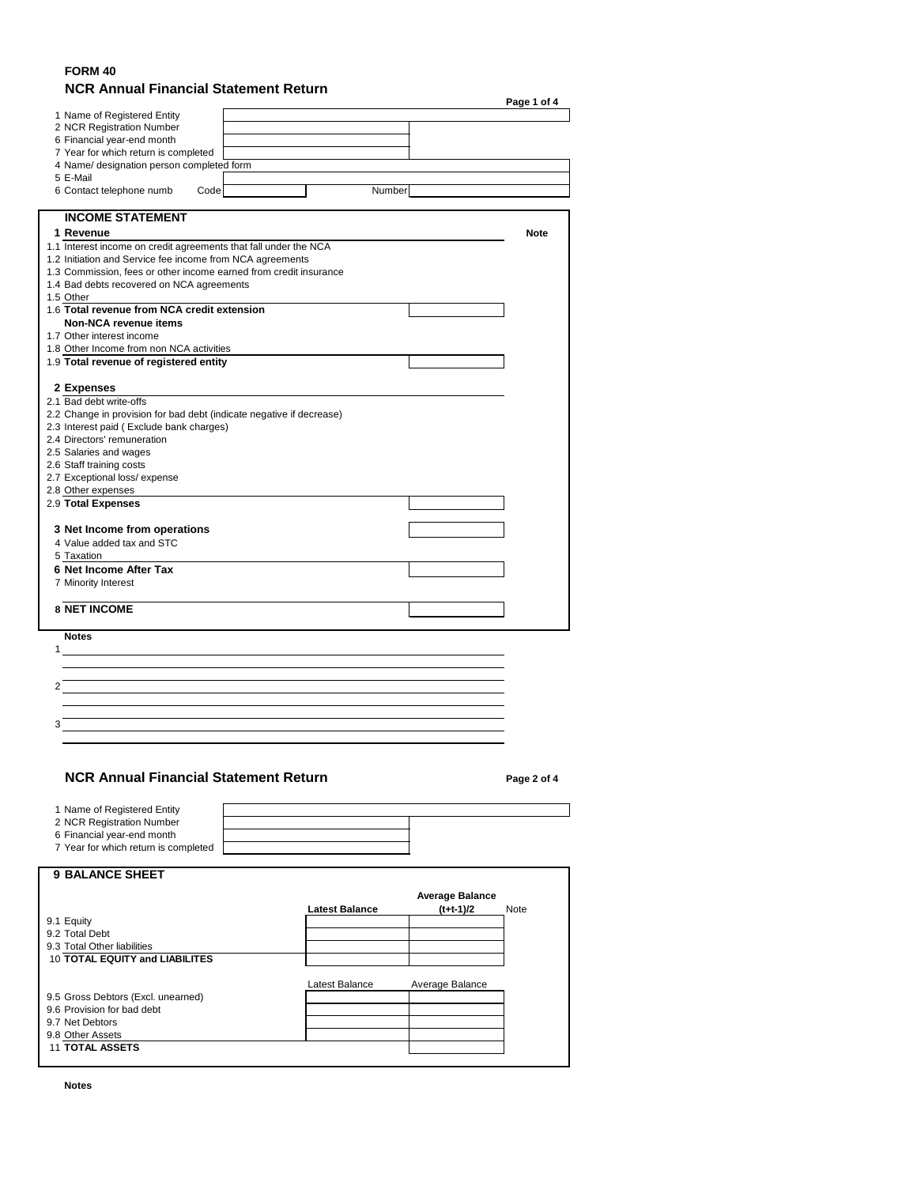# FORM 40

## NCR Annual Financial Statement Return

| | | |
|---|---|---|
| 1 Name of Registered Entity | | |
| 2 NCR Registration Number | | |
| 6 Financial year-end month | | |
| 7 Year for which return is completed | | |
| 4 Name/ designation person completed form | | |
| 5 E-Mail | | |
| 6 Contact telephone numb | Code | Number |

### INCOME STATEMENT

| | | Note |
|---|---|---|
| **1 Revenue** | | |
| 1.1 Interest income on credit agreements that fall under the NCA | | |
| 1.2 Initiation and Service fee income from NCA agreements | | |
| 1.3 Commission, fees or other income earned from credit insurance | | |
| 1.4 Bad debts recovered on NCA agreements | | |
| 1.5 Other | | |
| 1.6 **Total revenue from NCA credit extension** | | |
| **Non-NCA revenue items** | | |
| 1.7 Other interest income | | |
| 1.8 Other Income from non NCA activities | | |
| 1.9 **Total revenue of registered entity** | | |
| **2 Expenses** | | |
| 2.1 Bad debt write-offs | | |
| 2.2 Change in provision for bad debt (indicate negative if decrease) | | |
| 2.3 Interest paid ( Exclude bank charges) | | |
| 2.4 Directors' remuneration | | |
| 2.5 Salaries and wages | | |
| 2.6 Staff training costs | | |
| 2.7 Exceptional loss/ expense | | |
| 2.8 Other expenses | | |
| 2.9 **Total Expenses** | | |
| **3 Net Income from operations** | | |
| 4 Value added tax and STC | | |
| 5 Taxation | | |
| **6 Net Income After Tax** | | |
| 7 Minority Interest | | |
| **8 NET INCOME** | | |

**Notes**

1

2

3

## NCR Annual Financial Statement Return

| | |
|---|---|
| 1 Name of Registered Entity | |
| 2 NCR Registration Number | |
| 6 Financial year-end month | |
| 7 Year for which return is completed | |

### 9 BALANCE SHEET

| | Latest Balance | Average Balance (t+t-1)/2 | Note |
|---|---|---|---|
| 9.1 Equity | | | |
| 9.2 Total Debt | | | |
| 9.3 Total Other liabilities | | | |
| 10 **TOTAL EQUITY and LIABILITES** | | | |

| | Latest Balance | Average Balance |
|---|---|---|
| 9.5 Gross Debtors (Excl. unearned) | | |
| 9.6 Provision for bad debt | | |
| 9.7 Net Debtors | | |
| 9.8 Other Assets | | |
| 11 **TOTAL ASSETS** | | |

**Notes**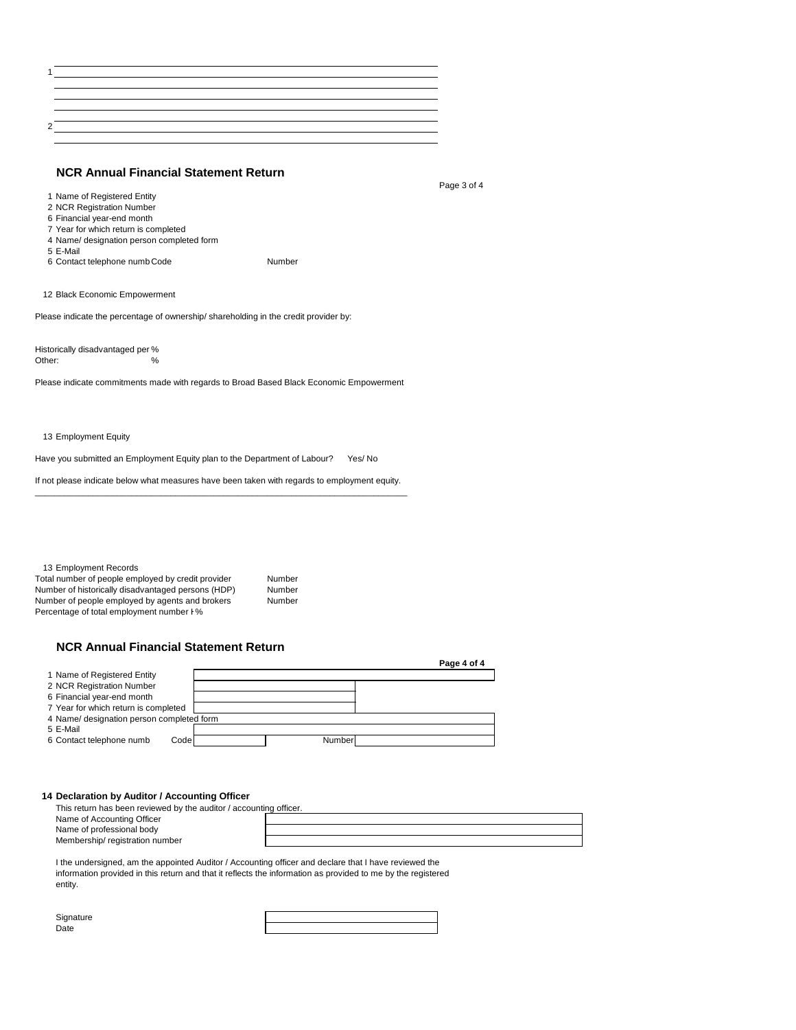1

2

## NCR Annual Financial Statement Return

1 Name of Registered Entity
2 NCR Registration Number
6 Financial year-end month
7 Year for which return is completed
4 Name/ designation person completed form
5 E-Mail
6 Contact telephone numb Code Number

12 Black Economic Empowerment

Please indicate the percentage of ownership/ shareholding in the credit provider by:

Historically disadvantaged per %
Other: %

Please indicate commitments made with regards to Broad Based Black Economic Empowerment

13 Employment Equity

Have you submitted an Employment Equity plan to the Department of Labour? Yes/ No

If not please indicate below what measures have been taken with regards to employment equity.

______________________________________________________________________________

13 Employment Records

| | |
|---|---|
| Total number of people employed by credit provider | Number |
| Number of historically disadvantaged persons (HDP) | Number |
| Number of people employed by agents and brokers | Number |
| Percentage of total employment number I | % |

## NCR Annual Financial Statement Return

| | | | |
|---|---|---|---|
| 1 Name of Registered Entity | | | |
| 2 NCR Registration Number | | | |
| 6 Financial year-end month | | | |
| 7 Year for which return is completed | | | |
| 4 Name/ designation person completed form | | | |
| 5 E-Mail | | | |
| 6 Contact telephone numb Code | | Number | |

### 14 Declaration by Auditor / Accounting Officer

This return has been reviewed by the auditor / accounting officer.

| | |
|---|---|
| Name of Accounting Officer | |
| Name of professional body | |
| Membership/ registration number | |

I the undersigned, am the appointed Auditor / Accounting officer and declare that I have reviewed the information provided in this return and that it reflects the information as provided to me by the registered entity.

| | |
|---|---|
| Signature | |
| Date | |